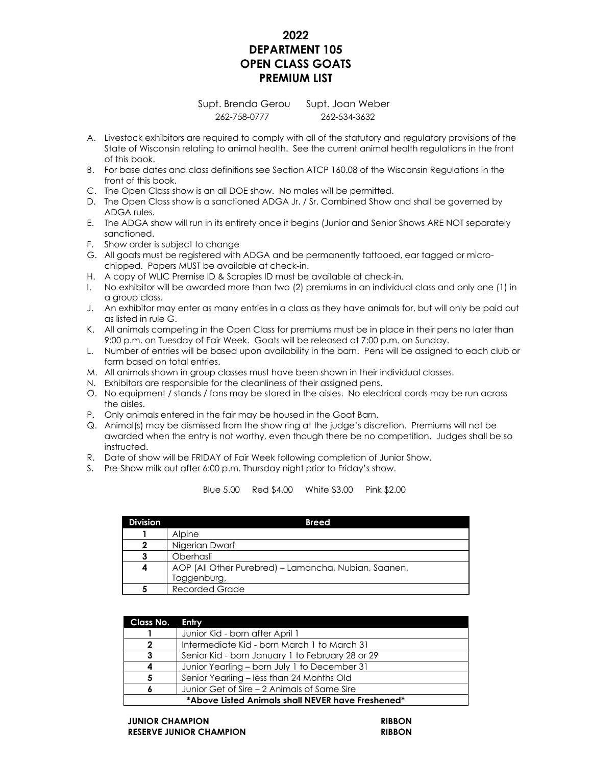# 2022
# DEPARTMENT 105
# OPEN CLASS GOATS
# PREMIUM LIST

Supt. Brenda Gerou 262-758-0777 Supt. Joan Weber 262-534-3632

A. Livestock exhibitors are required to comply with all of the statutory and regulatory provisions of the State of Wisconsin relating to animal health. See the current animal health regulations in the front of this book.
B. For base dates and class definitions see Section ATCP 160.08 of the Wisconsin Regulations in the front of this book.
C. The Open Class show is an all DOE show. No males will be permitted.
D. The Open Class show is a sanctioned ADGA Jr. / Sr. Combined Show and shall be governed by ADGA rules.
E. The ADGA show will run in its entirety once it begins (Junior and Senior Shows ARE NOT separately sanctioned.
F. Show order is subject to change
G. All goats must be registered with ADGA and be permanently tattooed, ear tagged or micro-chipped. Papers MUST be available at check-in.
H. A copy of WLIC Premise ID & Scrapies ID must be available at check-in.
I. No exhibitor will be awarded more than two (2) premiums in an individual class and only one (1) in a group class.
J. An exhibitor may enter as many entries in a class as they have animals for, but will only be paid out as listed in rule G.
K. All animals competing in the Open Class for premiums must be in place in their pens no later than 9:00 p.m. on Tuesday of Fair Week. Goats will be released at 7:00 p.m. on Sunday.
L. Number of entries will be based upon availability in the barn. Pens will be assigned to each club or farm based on total entries.
M. All animals shown in group classes must have been shown in their individual classes.
N. Exhibitors are responsible for the cleanliness of their assigned pens.
O. No equipment / stands / fans may be stored in the aisles. No electrical cords may be run across the aisles.
P. Only animals entered in the fair may be housed in the Goat Barn.
Q. Animal(s) may be dismissed from the show ring at the judge's discretion. Premiums will not be awarded when the entry is not worthy, even though there be no competition. Judges shall be so instructed.
R. Date of show will be FRIDAY of Fair Week following completion of Junior Show.
S. Pre-Show milk out after 6:00 p.m. Thursday night prior to Friday's show.

Blue 5.00 Red $4.00 White $3.00 Pink $2.00

| Division | Breed |
|---|---|
| 1 | Alpine |
| 2 | Nigerian Dwarf |
| 3 | Oberhasli |
| 4 | AOP (All Other Purebred) – Lamancha, Nubian, Saanen, Toggenburg, |
| 5 | Recorded Grade |

| Class No. | Entry |
|---|---|
| 1 | Junior Kid - born after April 1 |
| 2 | Intermediate Kid - born March 1 to March 31 |
| 3 | Senior Kid - born January 1 to February 28 or 29 |
| 4 | Junior Yearling – born July 1 to December 31 |
| 5 | Senior Yearling – less than 24 Months Old |
| 6 | Junior Get of Sire – 2 Animals of Same Sire |
| **\*Above Listed Animals shall NEVER have Freshened\*** | |

**JUNIOR CHAMPION** **RIBBON**
**RESERVE JUNIOR CHAMPION** **RIBBON**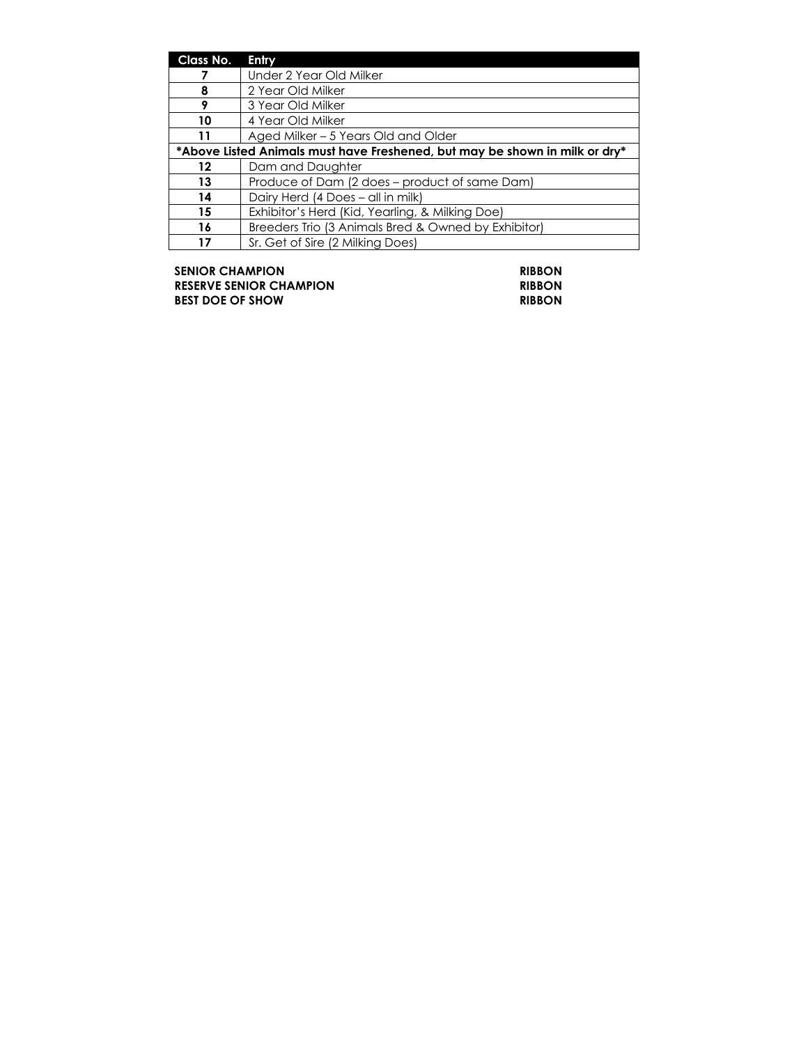| Class No. | Entry |
|---|---|
| 7 | Under 2 Year Old Milker |
| 8 | 2 Year Old Milker |
| 9 | 3 Year Old Milker |
| 10 | 4 Year Old Milker |
| 11 | Aged Milker – 5 Years Old and Older |
| **\*Above Listed Animals must have Freshened, but may be shown in milk or dry\*** | |
| 12 | Dam and Daughter |
| 13 | Produce of Dam (2 does – product of same Dam) |
| 14 | Dairy Herd (4 Does – all in milk) |
| 15 | Exhibitor's Herd (Kid, Yearling, & Milking Doe) |
| 16 | Breeders Trio (3 Animals Bred & Owned by Exhibitor) |
| 17 | Sr. Get of Sire (2 Milking Does) |

**SENIOR CHAMPION** — **RIBBON**
**RESERVE SENIOR CHAMPION** — **RIBBON**
**BEST DOE OF SHOW** — **RIBBON**